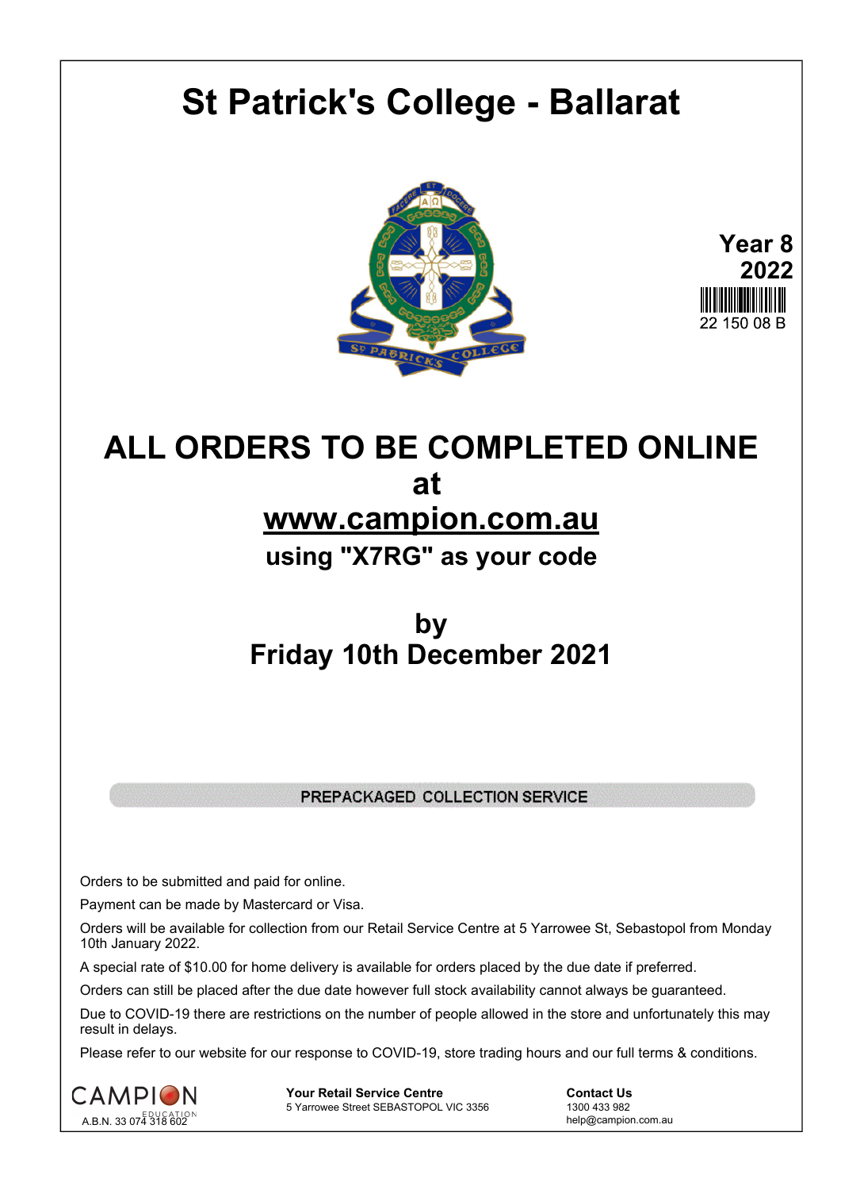# St Patrick's College - Ballarat

**Year 8**
**2022**

22 150 08 B

# ALL ORDERS TO BE COMPLETED ONLINE at www.campion.com.au

## using "X7RG" as your code

## by Friday 10th December 2021

PREPACKAGED COLLECTION SERVICE

Orders to be submitted and paid for online.

Payment can be made by Mastercard or Visa.

Orders will be available for collection from our Retail Service Centre at 5 Yarrowee St, Sebastopol from Monday 10th January 2022.

A special rate of $10.00 for home delivery is available for orders placed by the due date if preferred.

Orders can still be placed after the due date however full stock availability cannot always be guaranteed.

Due to COVID-19 there are restrictions on the number of people allowed in the store and unfortunately this may result in delays.

Please refer to our website for our response to COVID-19, store trading hours and our full terms & conditions.

CAMPION EDUCATION
A.B.N. 33 074 318 602

**Your Retail Service Centre**
5 Yarrowee Street SEBASTOPOL VIC 3356

**Contact Us**
1300 433 982
help@campion.com.au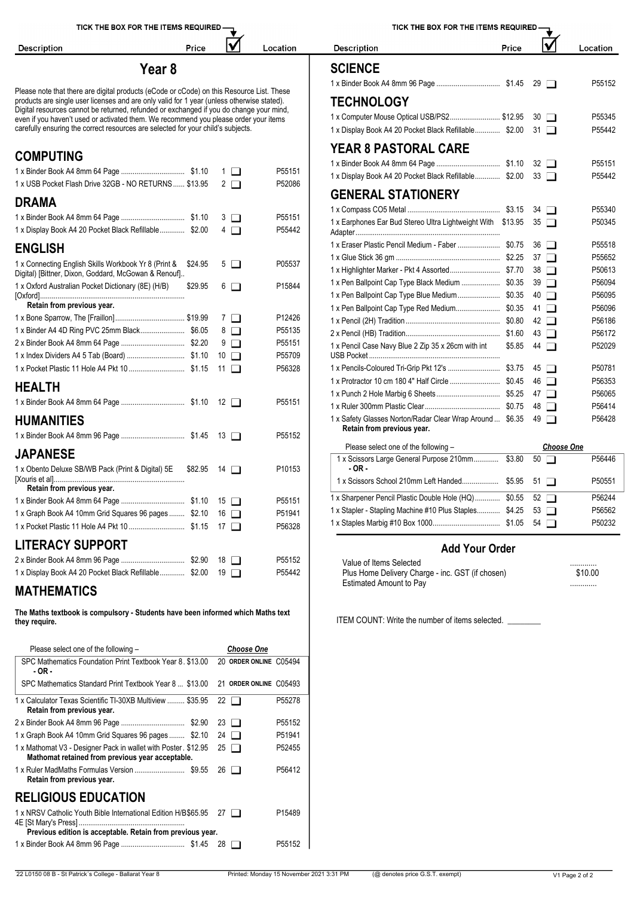TICK THE BOX FOR THE ITEMS REQUIRED

# Year 8

Please note that there are digital products (eCode or cCode) on this Resource List. These products are single user licenses and are only valid for 1 year (unless otherwise stated). Digital resources cannot be returned, refunded or exchanged if you do change your mind, even if you haven't used or activated them. We recommend you please order your items carefully ensuring the correct resources are selected for your child's subjects.

## COMPUTING

| Description | Price | ☑ | Location |
|---|---|---|---|
| 1 x Binder Book A4 8mm 64 Page | $1.10 | 1 ☐ | P55151 |
| 1 x USB Pocket Flash Drive 32GB - NO RETURNS | $13.95 | 2 ☐ | P52086 |

## DRAMA

| Description | Price | ☑ | Location |
|---|---|---|---|
| 1 x Binder Book A4 8mm 64 Page | $1.10 | 3 ☐ | P55151 |
| 1 x Display Book A4 20 Pocket Black Refillable | $2.00 | 4 ☐ | P55442 |

## ENGLISH

| Description | Price | ☑ | Location |
|---|---|---|---|
| 1 x Connecting English Skills Workbook Yr 8 (Print & Digital) [Bittner, Dixon, Goddard, McGowan & Renouf] | $24.95 | 5 ☐ | P05537 |
| 1 x Oxford Australian Pocket Dictionary (8E) (H/B) [Oxford] **Retain from previous year.** | $29.95 | 6 ☐ | P15844 |
| 1 x Bone Sparrow, The [Fraillon] | $19.99 | 7 ☐ | P12426 |
| 1 x Binder A4 4D Ring PVC 25mm Black | $6.05 | 8 ☐ | P55135 |
| 2 x Binder Book A4 8mm 64 Page | $2.20 | 9 ☐ | P55151 |
| 1 x Index Dividers A4 5 Tab (Board) | $1.10 | 10 ☐ | P55709 |
| 1 x Pocket Plastic 11 Hole A4 Pkt 10 | $1.15 | 11 ☐ | P56328 |

## HEALTH

| Description | Price | ☑ | Location |
|---|---|---|---|
| 1 x Binder Book A4 8mm 64 Page | $1.10 | 12 ☐ | P55151 |

## HUMANITIES

| Description | Price | ☑ | Location |
|---|---|---|---|
| 1 x Binder Book A4 8mm 96 Page | $1.45 | 13 ☐ | P55152 |

## JAPANESE

| Description | Price | ☑ | Location |
|---|---|---|---|
| 1 x Obento Deluxe SB/WB Pack (Print & Digital) 5E [Xouris et al] **Retain from previous year.** | $82.95 | 14 ☐ | P10153 |
| 1 x Binder Book A4 8mm 64 Page | $1.10 | 15 ☐ | P55151 |
| 1 x Graph Book A4 10mm Grid Squares 96 pages | $2.10 | 16 ☐ | P51941 |
| 1 x Pocket Plastic 11 Hole A4 Pkt 10 | $1.15 | 17 ☐ | P56328 |

## LITERACY SUPPORT

| Description | Price | ☑ | Location |
|---|---|---|---|
| 2 x Binder Book A4 8mm 96 Page | $2.90 | 18 ☐ | P55152 |
| 1 x Display Book A4 20 Pocket Black Refillable | $2.00 | 19 ☐ | P55442 |

## MATHEMATICS

**The Maths textbook is compulsory - Students have been informed which Maths text they require.**

Please select one of the following – *Choose One*

| Description | Price | ☑ | Location |
|---|---|---|---|
| SPC Mathematics Foundation Print Textbook Year 8 - OR - | $13.00 | 20 ORDER ONLINE | C05494 |
| SPC Mathematics Standard Print Textbook Year 8 | $13.00 | 21 ORDER ONLINE | C05493 |
| 1 x Calculator Texas Scientific TI-30XB Multiview **Retain from previous year.** | $35.95 | 22 ☐ | P55278 |
| 2 x Binder Book A4 8mm 96 Page | $2.90 | 23 ☐ | P55152 |
| 1 x Graph Book A4 10mm Grid Squares 96 pages | $2.10 | 24 ☐ | P51941 |
| 1 x Mathomat V3 - Designer Pack in wallet with Poster **Mathomat retained from previous year acceptable.** | $12.95 | 25 ☐ | P52455 |
| 1 x Ruler MadMaths Formulas Version **Retain from previous year.** | $9.55 | 26 ☐ | P56412 |

## RELIGIOUS EDUCATION

| Description | Price | ☑ | Location |
|---|---|---|---|
| 1 x NRSV Catholic Youth Bible International Edition H/B 4E [St Mary's Press] **Previous edition is acceptable. Retain from previous year.** | $65.95 | 27 ☐ | P15489 |
| 1 x Binder Book A4 8mm 96 Page | $1.45 | 28 ☐ | P55152 |

## SCIENCE

| Description | Price | ☑ | Location |
|---|---|---|---|
| 1 x Binder Book A4 8mm 96 Page | $1.45 | 29 ☐ | P55152 |

## TECHNOLOGY

| Description | Price | ☑ | Location |
|---|---|---|---|
| 1 x Computer Mouse Optical USB/PS2 | $12.95 | 30 ☐ | P55345 |
| 1 x Display Book A4 20 Pocket Black Refillable | $2.00 | 31 ☐ | P55442 |

## YEAR 8 PASTORAL CARE

| Description | Price | ☑ | Location |
|---|---|---|---|
| 1 x Binder Book A4 8mm 64 Page | $1.10 | 32 ☐ | P55151 |
| 1 x Display Book A4 20 Pocket Black Refillable | $2.00 | 33 ☐ | P55442 |

## GENERAL STATIONERY

| Description | Price | ☑ | Location |
|---|---|---|---|
| 1 x Compass CO5 Metal | $3.15 | 34 ☐ | P55340 |
| 1 x Earphones Ear Bud Stereo Ultra Lightweight With Adapter | $13.95 | 35 ☐ | P50345 |
| 1 x Eraser Plastic Pencil Medium - Faber | $0.75 | 36 ☐ | P55518 |
| 1 x Glue Stick 36 gm | $2.25 | 37 ☐ | P55652 |
| 1 x Highlighter Marker - Pkt 4 Assorted | $7.70 | 38 ☐ | P50613 |
| 1 x Pen Ballpoint Cap Type Black Medium | $0.35 | 39 ☐ | P56094 |
| 1 x Pen Ballpoint Cap Type Blue Medium | $0.35 | 40 ☐ | P56095 |
| 1 x Pen Ballpoint Cap Type Red Medium | $0.35 | 41 ☐ | P56096 |
| 1 x Pencil (2H) Tradition | $0.80 | 42 ☐ | P56186 |
| 2 x Pencil (HB) Tradition | $1.60 | 43 ☐ | P56172 |
| 1 x Pencil Case Navy Blue 2 Zip 35 x 26cm with int USB Pocket | $5.85 | 44 ☐ | P52029 |
| 1 x Pencils-Coloured Tri-Grip Pkt 12's | $3.75 | 45 ☐ | P50781 |
| 1 x Protractor 10 cm 180 4" Half Circle | $0.45 | 46 ☐ | P56353 |
| 1 x Punch 2 Hole Marbig 6 Sheets | $5.25 | 47 ☐ | P56065 |
| 1 x Ruler 300mm Plastic Clear | $0.75 | 48 ☐ | P56414 |
| 1 x Safety Glasses Norton/Radar Clear Wrap Around **Retain from previous year.** | $6.35 | 49 ☐ | P56428 |

Please select one of the following – *Choose One*

| Description | Price | ☑ | Location |
|---|---|---|---|
| 1 x Scissors Large General Purpose 210mm - OR - | $3.80 | 50 ☐ | P56446 |
| 1 x Scissors School 210mm Left Handed | $5.95 | 51 ☐ | P50551 |
| 1 x Sharpener Pencil Plastic Double Hole (HQ) | $0.55 | 52 ☐ | P56244 |
| 1 x Stapler - Stapling Machine #10 Plus Staples | $4.25 | 53 ☐ | P56562 |
| 1 x Staples Marbig #10 Box 1000 | $1.05 | 54 ☐ | P50232 |

## Add Your Order

| | |
|---|---|
| Value of Items Selected | ............ |
| Plus Home Delivery Charge - inc. GST (if chosen) | $10.00 |
| Estimated Amount to Pay | ............ |

ITEM COUNT: Write the number of items selected. ________

22 L0150 08 B - St Patrick's College - Ballarat Year 8 — Printed: Monday 15 November 2021 3:31 PM — (@ denotes price G.S.T. exempt)